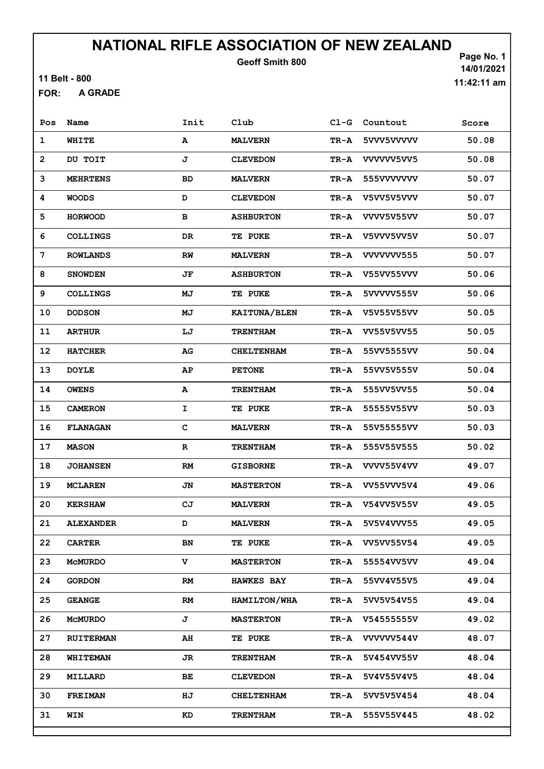# NATIONAL RIFLE ASSOCIATION OF NEW ZEALAND

Geoff Smith 800

11 Belt - 800

FOR: A GRADE

Page No. 1
14/01/2021
11:42:11 am

| Pos | Name | Init | Club | Cl-G | Countout | Score |
|---|---|---|---|---|---|---|
| 1 | WHITE | A | MALVERN | TR-A | 5VVV5VVVVV | 50.08 |
| 2 | DU TOIT | J | CLEVEDON | TR-A | VVVVVV5VV5 | 50.08 |
| 3 | MEHRTENS | BD | MALVERN | TR-A | 555VVVVVVV | 50.07 |
| 4 | WOODS | D | CLEVEDON | TR-A | V5VV5V5VVV | 50.07 |
| 5 | HORWOOD | B | ASHBURTON | TR-A | VVVV5V55VV | 50.07 |
| 6 | COLLINGS | DR | TE PUKE | TR-A | V5VVV5VV5V | 50.07 |
| 7 | ROWLANDS | RW | MALVERN | TR-A | VVVVVVV555 | 50.07 |
| 8 | SNOWDEN | JF | ASHBURTON | TR-A | V55VV55VVV | 50.06 |
| 9 | COLLINGS | MJ | TE PUKE | TR-A | 5VVVVV555V | 50.06 |
| 10 | DODSON | MJ | KAITUNA/BLEN | TR-A | V5V55V55VV | 50.05 |
| 11 | ARTHUR | LJ | TRENTHAM | TR-A | VV55V5VV55 | 50.05 |
| 12 | HATCHER | AG | CHELTENHAM | TR-A | 55VV5555VV | 50.04 |
| 13 | DOYLE | AP | PETONE | TR-A | 55VV5V555V | 50.04 |
| 14 | OWENS | A | TRENTHAM | TR-A | 555VV5VV55 | 50.04 |
| 15 | CAMERON | I | TE PUKE | TR-A | 55555V55VV | 50.03 |
| 16 | FLANAGAN | C | MALVERN | TR-A | 55V55555VV | 50.03 |
| 17 | MASON | R | TRENTHAM | TR-A | 555V55V555 | 50.02 |
| 18 | JOHANSEN | RM | GISBORNE | TR-A | VVVV55V4VV | 49.07 |
| 19 | MCLAREN | JN | MASTERTON | TR-A | VV55VVV5V4 | 49.06 |
| 20 | KERSHAW | CJ | MALVERN | TR-A | V54VV5V55V | 49.05 |
| 21 | ALEXANDER | D | MALVERN | TR-A | 5V5V4VVV55 | 49.05 |
| 22 | CARTER | BN | TE PUKE | TR-A | VV5VV55V54 | 49.05 |
| 23 | McMURDO | V | MASTERTON | TR-A | 55554VV5VV | 49.04 |
| 24 | GORDON | RM | HAWKES BAY | TR-A | 55VV4V55V5 | 49.04 |
| 25 | GEANGE | RM | HAMILTON/WHA | TR-A | 5VV5V54V55 | 49.04 |
| 26 | McMURDO | J | MASTERTON | TR-A | V54555555V | 49.02 |
| 27 | RUITERMAN | AH | TE PUKE | TR-A | VVVVVV544V | 48.07 |
| 28 | WHITEMAN | JR | TRENTHAM | TR-A | 5V454VV55V | 48.04 |
| 29 | MILLARD | BE | CLEVEDON | TR-A | 5V4V55V4V5 | 48.04 |
| 30 | FREIMAN | HJ | CHELTENHAM | TR-A | 5VV5V5V454 | 48.04 |
| 31 | WIN | KD | TRENTHAM | TR-A | 555V55V445 | 48.02 |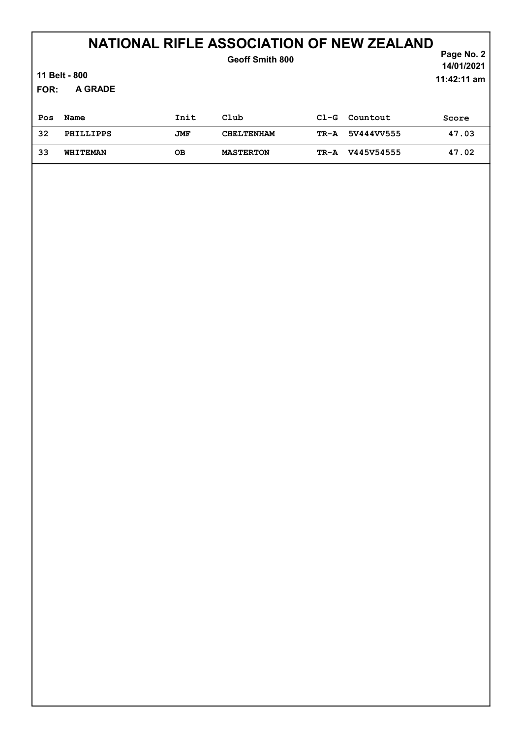# NATIONAL RIFLE ASSOCIATION OF NEW ZEALAND

**Geoff Smith 800**

**11 Belt - 800**

**FOR: A GRADE**

14/01/2021
11:42:11 am

| Pos | Name | Init | Club | Cl-G | Countout | Score |
|---|---|---|---|---|---|---|
| 32 | PHILLIPPS | JMF | CHELTENHAM | TR-A | 5V444VV555 | 47.03 |
| 33 | WHITEMAN | OB | MASTERTON | TR-A | V445V54555 | 47.02 |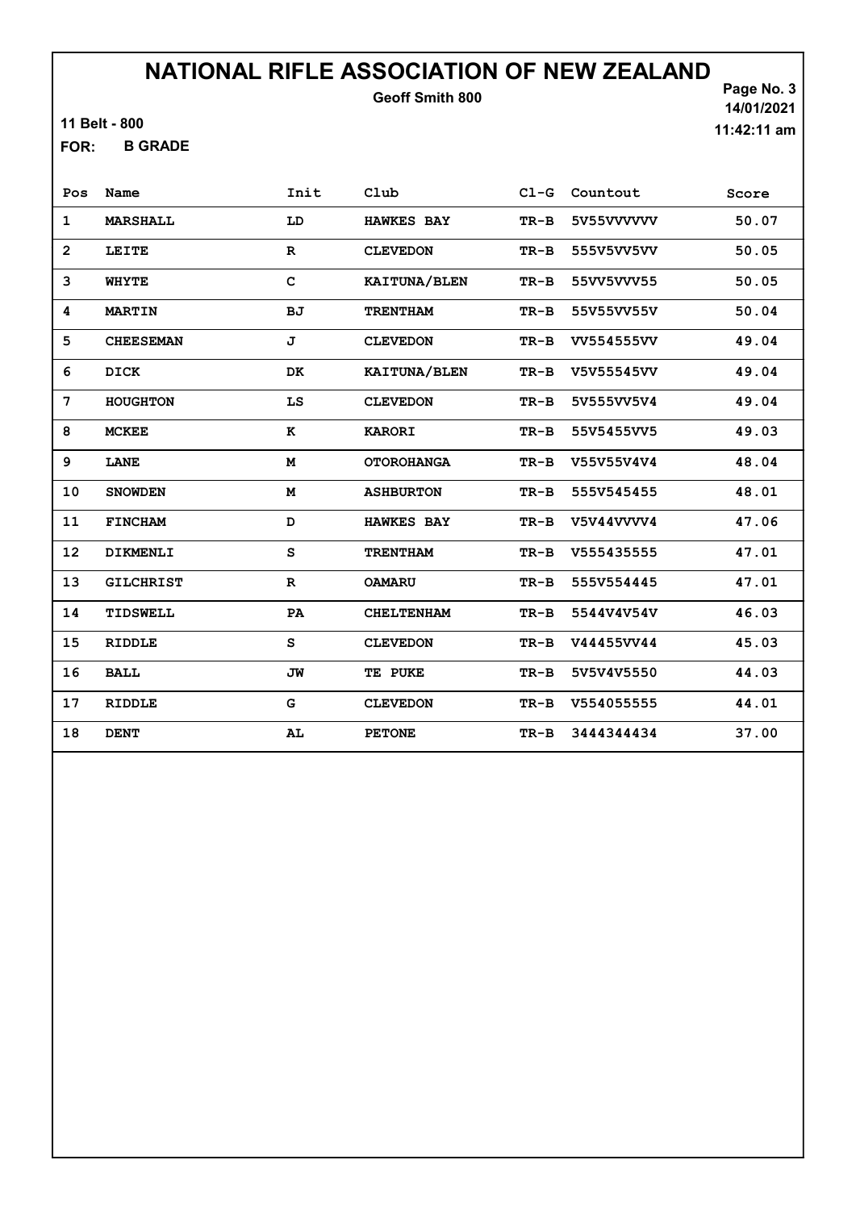# NATIONAL RIFLE ASSOCIATION OF NEW ZEALAND

Geoff Smith 800

11 Belt - 800

FOR: B GRADE

14/01/2021
11:42:11 am

| Pos | Name | Init | Club | Cl-G | Countout | Score |
|---|---|---|---|---|---|---|
| 1 | MARSHALL | LD | HAWKES BAY | TR-B | 5V55VVVVVV | 50.07 |
| 2 | LEITE | R | CLEVEDON | TR-B | 555V5VV5VV | 50.05 |
| 3 | WHYTE | C | KAITUNA/BLEN | TR-B | 55VV5VVV55 | 50.05 |
| 4 | MARTIN | BJ | TRENTHAM | TR-B | 55V55VV55V | 50.04 |
| 5 | CHEESEMAN | J | CLEVEDON | TR-B | VV554555VV | 49.04 |
| 6 | DICK | DK | KAITUNA/BLEN | TR-B | V5V55545VV | 49.04 |
| 7 | HOUGHTON | LS | CLEVEDON | TR-B | 5V555VV5V4 | 49.04 |
| 8 | MCKEE | K | KARORI | TR-B | 55V5455VV5 | 49.03 |
| 9 | LANE | M | OTOROHANGA | TR-B | V55V55V4V4 | 48.04 |
| 10 | SNOWDEN | M | ASHBURTON | TR-B | 555V545455 | 48.01 |
| 11 | FINCHAM | D | HAWKES BAY | TR-B | V5V44VVVV4 | 47.06 |
| 12 | DIKMENLI | S | TRENTHAM | TR-B | V555435555 | 47.01 |
| 13 | GILCHRIST | R | OAMARU | TR-B | 555V554445 | 47.01 |
| 14 | TIDSWELL | PA | CHELTENHAM | TR-B | 5544V4V54V | 46.03 |
| 15 | RIDDLE | S | CLEVEDON | TR-B | V44455VV44 | 45.03 |
| 16 | BALL | JW | TE PUKE | TR-B | 5V5V4V5550 | 44.03 |
| 17 | RIDDLE | G | CLEVEDON | TR-B | V554055555 | 44.01 |
| 18 | DENT | AL | PETONE | TR-B | 3444344434 | 37.00 |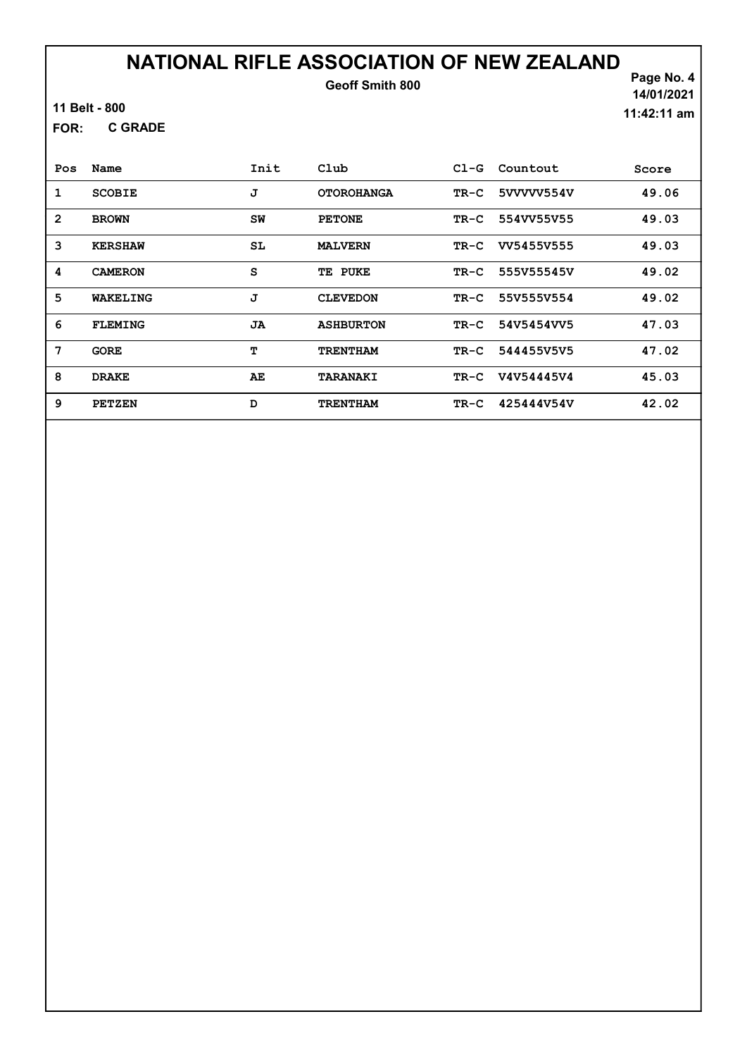# NATIONAL RIFLE ASSOCIATION OF NEW ZEALAND

**Geoff Smith 800**

**11 Belt - 800**

**FOR: C GRADE**

**14/01/2021**
**11:42:11 am**

| Pos | Name | Init | Club | Cl-G | Countout | Score |
|---|---|---|---|---|---|---|
| 1 | SCOBIE | J | OTOROHANGA | TR-C | 5VVVVV554V | 49.06 |
| 2 | BROWN | SW | PETONE | TR-C | 554VV55V55 | 49.03 |
| 3 | KERSHAW | SL | MALVERN | TR-C | VV5455V555 | 49.03 |
| 4 | CAMERON | S | TE PUKE | TR-C | 555V55545V | 49.02 |
| 5 | WAKELING | J | CLEVEDON | TR-C | 55V555V554 | 49.02 |
| 6 | FLEMING | JA | ASHBURTON | TR-C | 54V5454VV5 | 47.03 |
| 7 | GORE | T | TRENTHAM | TR-C | 544455V5V5 | 47.02 |
| 8 | DRAKE | AE | TARANAKI | TR-C | V4V54445V4 | 45.03 |
| 9 | PETZEN | D | TRENTHAM | TR-C | 425444V54V | 42.02 |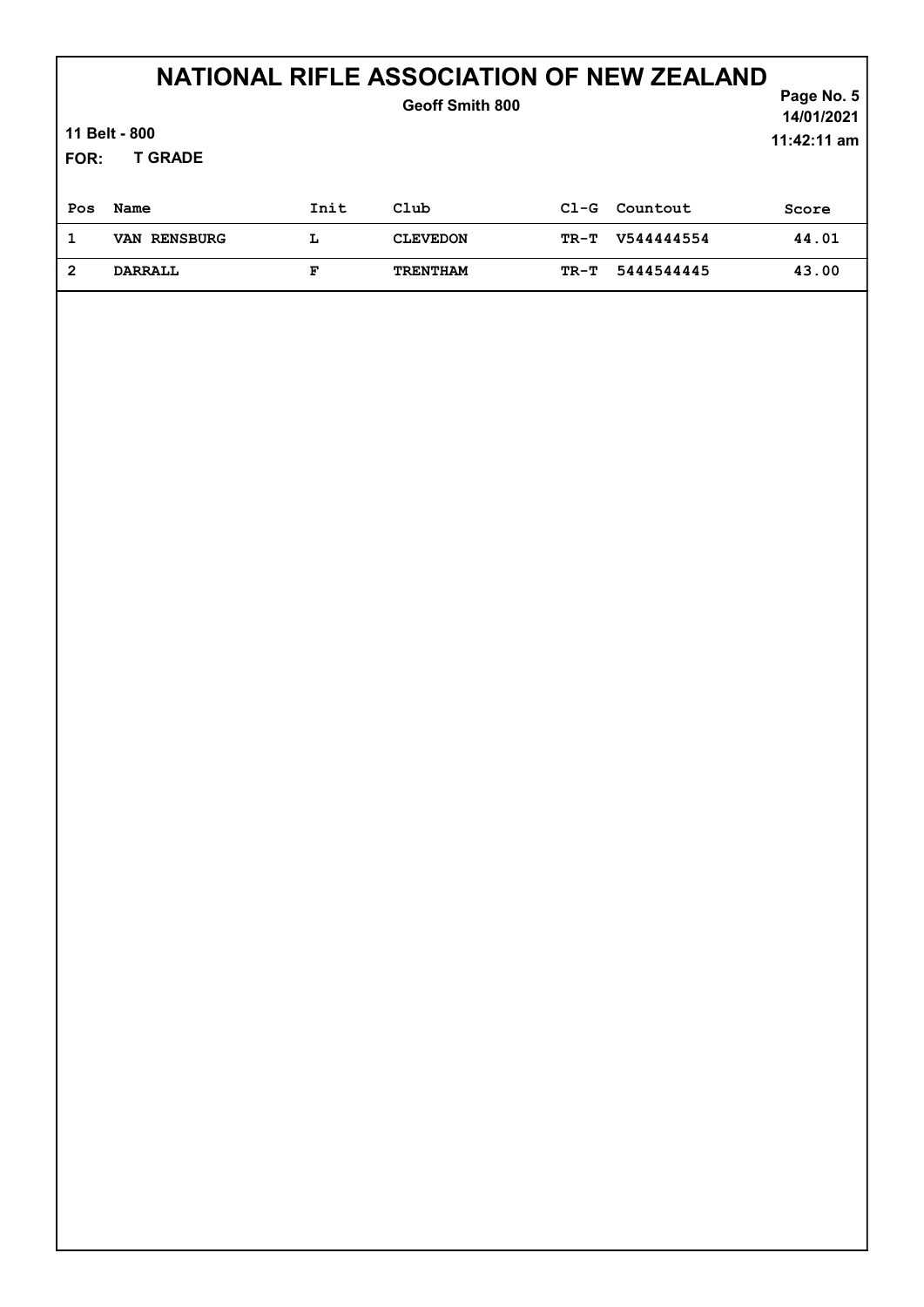# NATIONAL RIFLE ASSOCIATION OF NEW ZEALAND

**Geoff Smith 800**

**11 Belt - 800**

**FOR: T GRADE**

14/01/2021

11:42:11 am

| Pos | Name | Init | Club | Cl-G | Countout | Score |
|---|---|---|---|---|---|---|
| 1 | VAN RENSBURG | L | CLEVEDON | TR-T | V544444554 | 44.01 |
| 2 | DARRALL | F | TRENTHAM | TR-T | 5444544445 | 43.00 |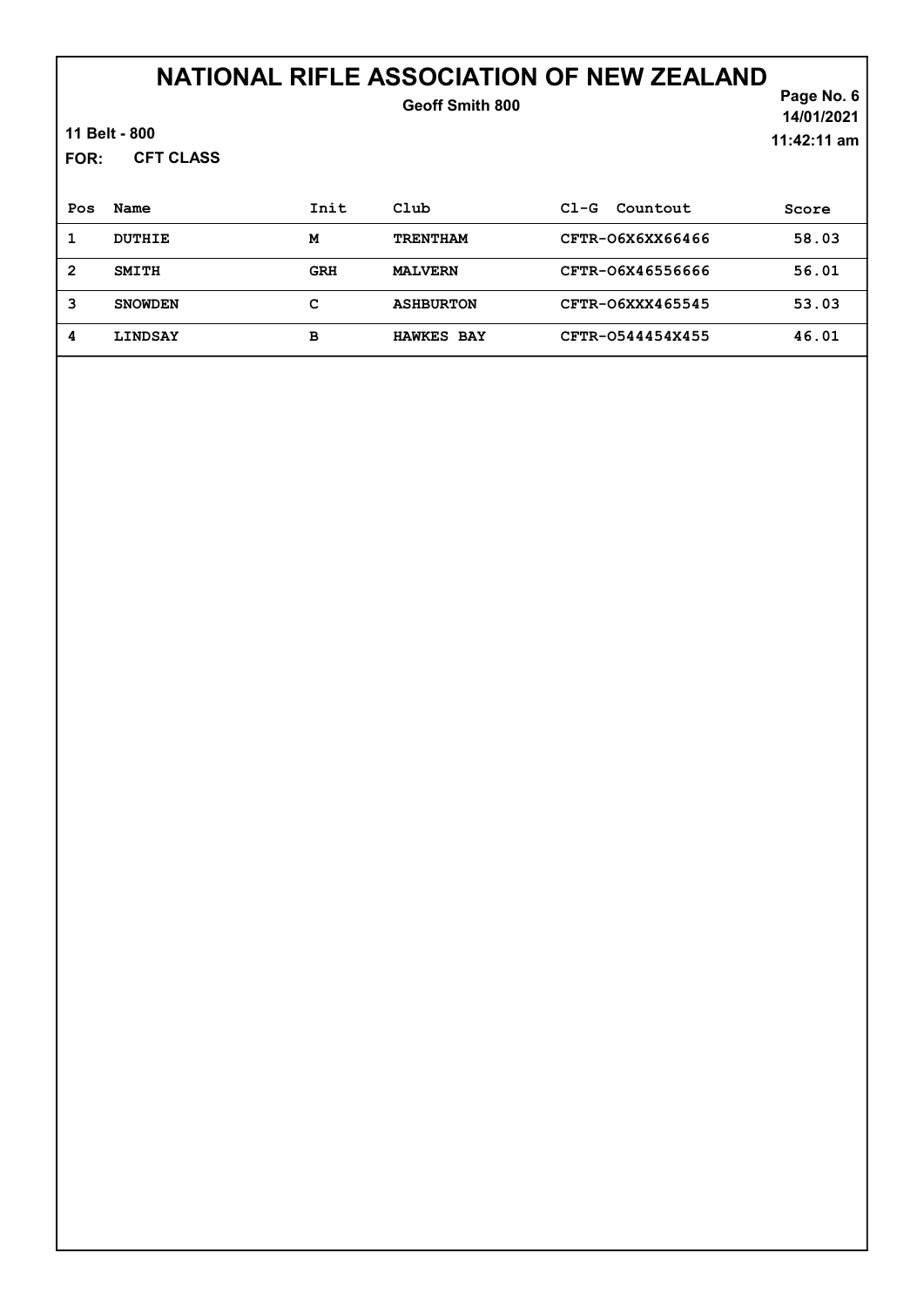# NATIONAL RIFLE ASSOCIATION OF NEW ZEALAND

**Geoff Smith 800**

14/01/2021

11:42:11 am

**11 Belt - 800**

**FOR: CFT CLASS**

| Pos | Name | Init | Club | Cl-G Countout | Score |
|---|---|---|---|---|---|
| 1 | DUTHIE | M | TRENTHAM | CFTR-O6X6XX66466 | 58.03 |
| 2 | SMITH | GRH | MALVERN | CFTR-O6X46556666 | 56.01 |
| 3 | SNOWDEN | C | ASHBURTON | CFTR-O6XXX465545 | 53.03 |
| 4 | LINDSAY | B | HAWKES BAY | CFTR-O544454X455 | 46.01 |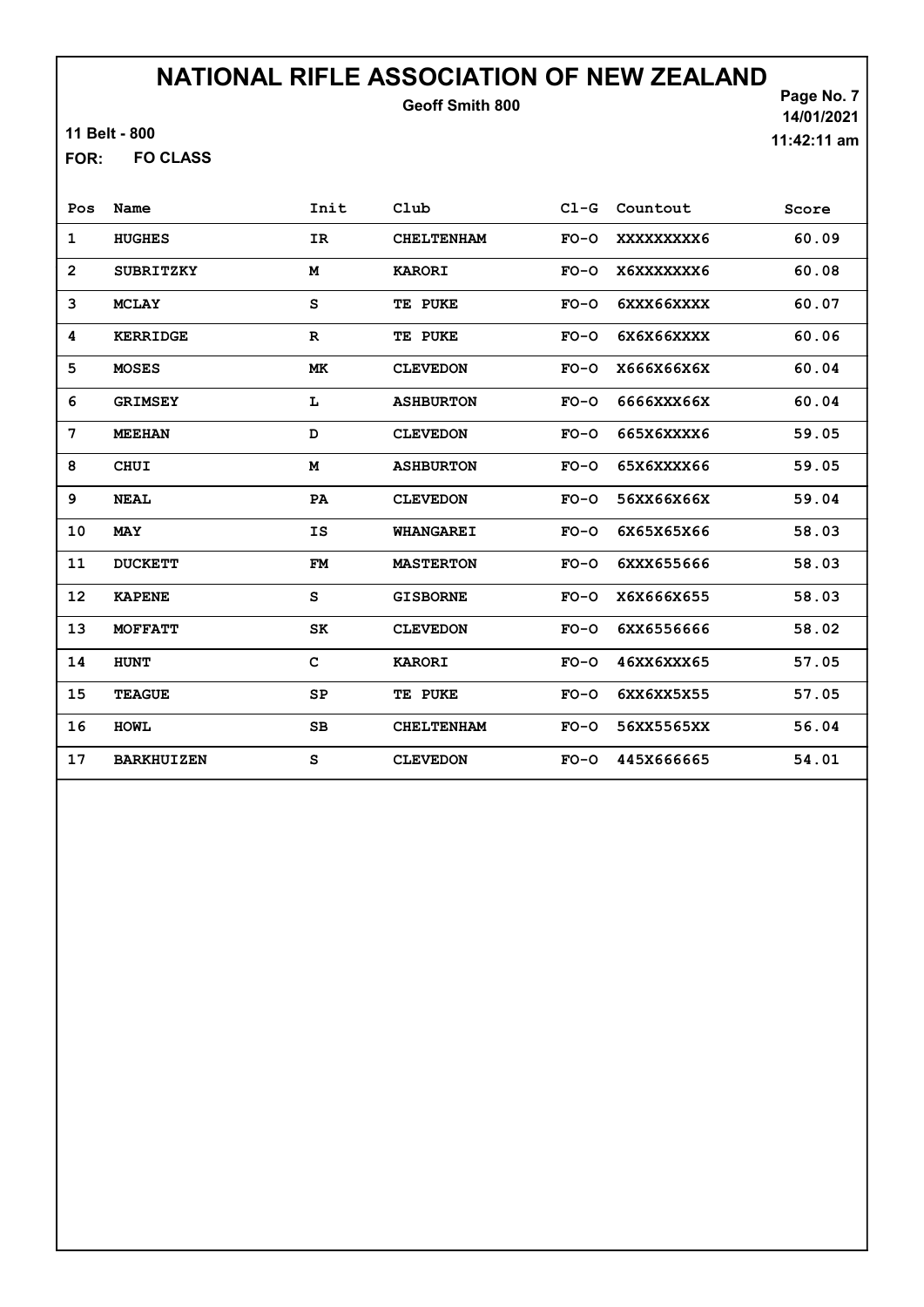# NATIONAL RIFLE ASSOCIATION OF NEW ZEALAND

**Geoff Smith 800**

11 Belt - 800

14/01/2021

11:42:11 am

**FOR: FO CLASS**

| Pos | Name | Init | Club | Cl-G | Countout | Score |
|---|---|---|---|---|---|---|
| 1 | HUGHES | IR | CHELTENHAM | FO-O | XXXXXXXXX6 | 60.09 |
| 2 | SUBRITZKY | M | KARORI | FO-O | X6XXXXXXX6 | 60.08 |
| 3 | MCLAY | S | TE PUKE | FO-O | 6XXX66XXXX | 60.07 |
| 4 | KERRIDGE | R | TE PUKE | FO-O | 6X6X66XXXX | 60.06 |
| 5 | MOSES | MK | CLEVEDON | FO-O | X666X66X6X | 60.04 |
| 6 | GRIMSEY | L | ASHBURTON | FO-O | 6666XXX66X | 60.04 |
| 7 | MEEHAN | D | CLEVEDON | FO-O | 665X6XXXX6 | 59.05 |
| 8 | CHUI | M | ASHBURTON | FO-O | 65X6XXXX66 | 59.05 |
| 9 | NEAL | PA | CLEVEDON | FO-O | 56XX66X66X | 59.04 |
| 10 | MAY | IS | WHANGAREI | FO-O | 6X65X65X66 | 58.03 |
| 11 | DUCKETT | FM | MASTERTON | FO-O | 6XXX655666 | 58.03 |
| 12 | KAPENE | S | GISBORNE | FO-O | X6X666X655 | 58.03 |
| 13 | MOFFATT | SK | CLEVEDON | FO-O | 6XX6556666 | 58.02 |
| 14 | HUNT | C | KARORI | FO-O | 46XX6XXX65 | 57.05 |
| 15 | TEAGUE | SP | TE PUKE | FO-O | 6XX6XX5X55 | 57.05 |
| 16 | HOWL | SB | CHELTENHAM | FO-O | 56XX5565XX | 56.04 |
| 17 | BARKHUIZEN | S | CLEVEDON | FO-O | 445X666665 | 54.01 |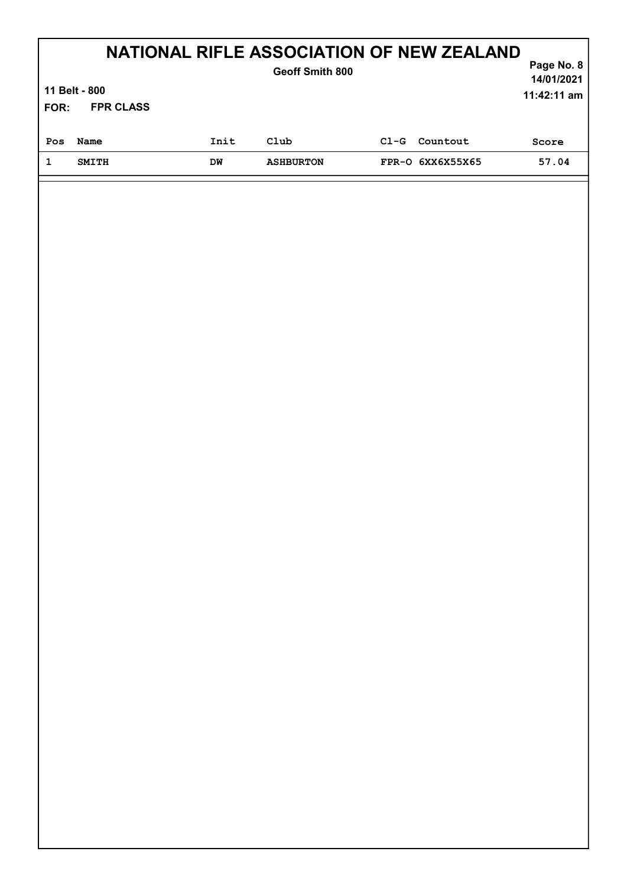# NATIONAL RIFLE ASSOCIATION OF NEW ZEALAND

**Geoff Smith 800**

**11 Belt - 800**

**FOR: FPR CLASS**

**14/01/2021**
**11:42:11 am**

| Pos | Name | Init | Club | Cl-G | Countout | Score |
|---|---|---|---|---|---|---|
| 1 | SMITH | DW | ASHBURTON | FPR-O | 6XX6X55X65 | 57.04 |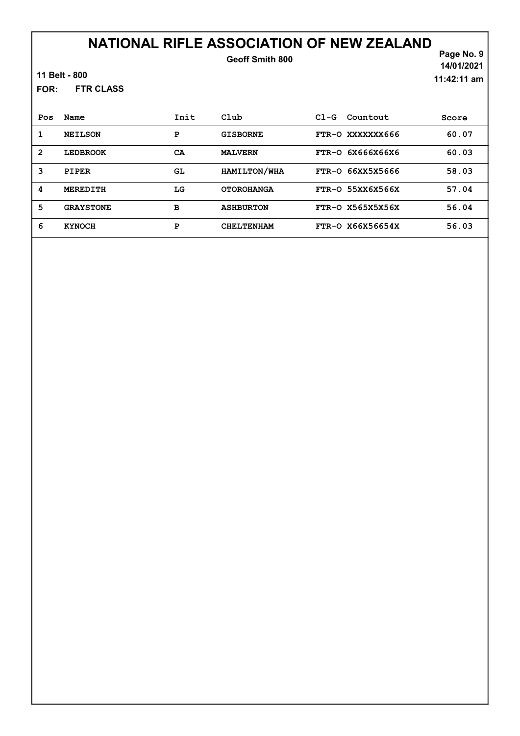# NATIONAL RIFLE ASSOCIATION OF NEW ZEALAND

**Geoff Smith 800**

**11 Belt - 800**

**FOR: FTR CLASS**

**Page No. 9**
**14/01/2021**
**11:42:11 am**

| Pos | Name | Init | Club | Cl-G | Countout | Score |
|---|---|---|---|---|---|---|
| 1 | NEILSON | P | GISBORNE | FTR-O | XXXXXXX666 | 60.07 |
| 2 | LEDBROOK | CA | MALVERN | FTR-O | 6X666X66X6 | 60.03 |
| 3 | PIPER | GL | HAMILTON/WHA | FTR-O | 66XX5X5666 | 58.03 |
| 4 | MEREDITH | LG | OTOROHANGA | FTR-O | 55XX6X566X | 57.04 |
| 5 | GRAYSTONE | B | ASHBURTON | FTR-O | X565X5X56X | 56.04 |
| 6 | KYNOCH | P | CHELTENHAM | FTR-O | X66X56654X | 56.03 |